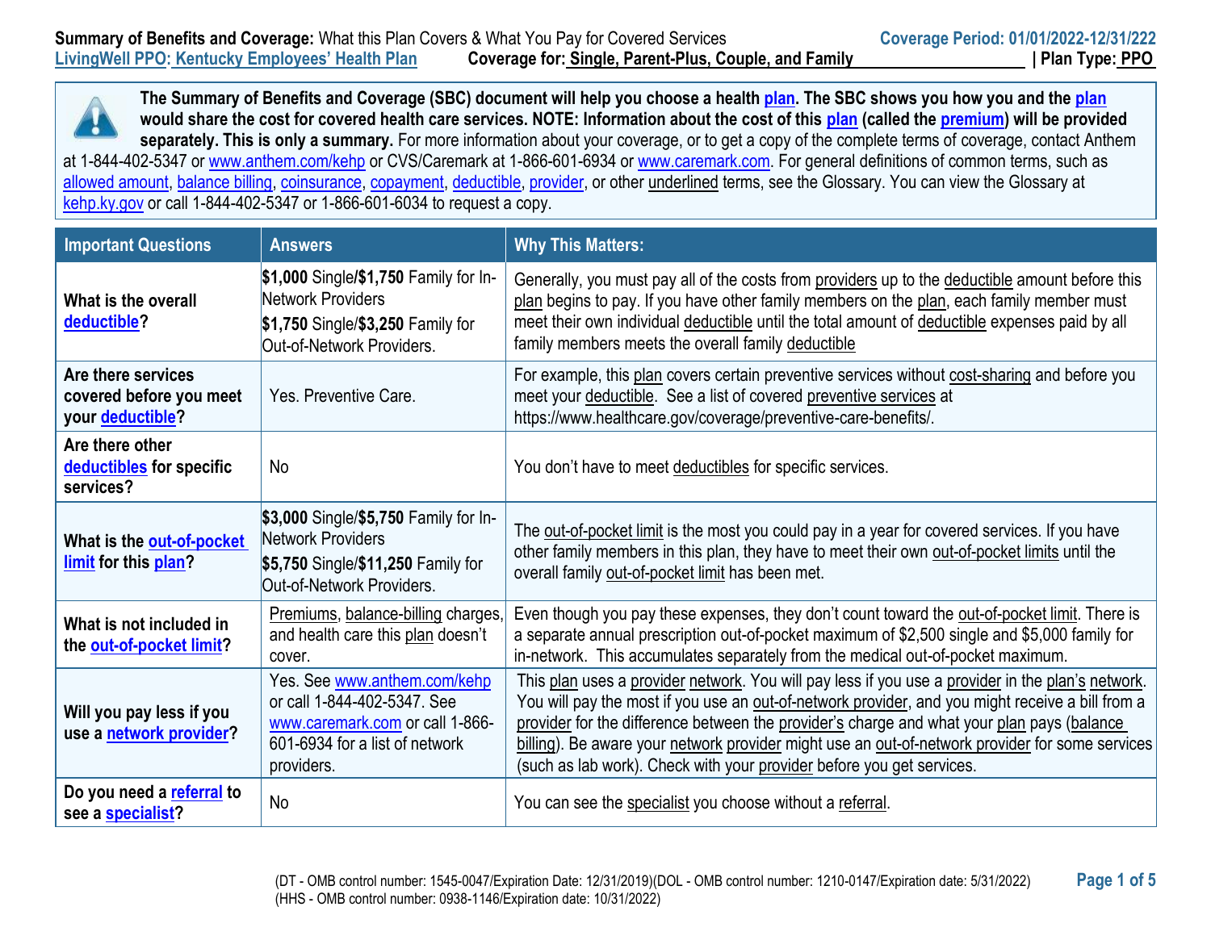**Summary of Benefits and Coverage:** What this Plan Covers & What You Pay for Covered Services — **Coverage Period: 01/01/2022-12/31/222**

**LivingWell PPO: Kentucky Employees' Health Plan** — **Coverage for: Single, Parent-Plus, Couple, and Family** | **Plan Type: PPO**

**The Summary of Benefits and Coverage (SBC) document will help you choose a health plan. The SBC shows you how you and the plan would share the cost for covered health care services. NOTE: Information about the cost of this plan (called the premium) will be provided separately. This is only a summary.** For more information about your coverage, or to get a copy of the complete terms of coverage, contact Anthem at 1-844-402-5347 or www.anthem.com/kehp or CVS/Caremark at 1-866-601-6934 or www.caremark.com. For general definitions of common terms, such as allowed amount, balance billing, coinsurance, copayment, deductible, provider, or other underlined terms, see the Glossary. You can view the Glossary at kehp.ky.gov or call 1-844-402-5347 or 1-866-601-6034 to request a copy.

| Important Questions | Answers | Why This Matters: |
|---|---|---|
| **What is the overall deductible?** | **$1,000** Single/**$1,750** Family for In-Network Providers<br>**$1,750** Single/**$3,250** Family for Out-of-Network Providers. | Generally, you must pay all of the costs from providers up to the deductible amount before this plan begins to pay. If you have other family members on the plan, each family member must meet their own individual deductible until the total amount of deductible expenses paid by all family members meets the overall family deductible |
| **Are there services covered before you meet your deductible?** | Yes. Preventive Care. | For example, this plan covers certain preventive services without cost-sharing and before you meet your deductible. See a list of covered preventive services at https://www.healthcare.gov/coverage/preventive-care-benefits/. |
| **Are there other deductibles for specific services?** | No | You don't have to meet deductibles for specific services. |
| **What is the out-of-pocket limit for this plan?** | **$3,000** Single/**$5,750** Family for In-Network Providers<br>**$5,750** Single/**$11,250** Family for Out-of-Network Providers. | The out-of-pocket limit is the most you could pay in a year for covered services. If you have other family members in this plan, they have to meet their own out-of-pocket limits until the overall family out-of-pocket limit has been met. |
| **What is not included in the out-of-pocket limit?** | Premiums, balance-billing charges, and health care this plan doesn't cover. | Even though you pay these expenses, they don't count toward the out-of-pocket limit. There is a separate annual prescription out-of-pocket maximum of $2,500 single and $5,000 family for in-network. This accumulates separately from the medical out-of-pocket maximum. |
| **Will you pay less if you use a network provider?** | Yes. See www.anthem.com/kehp or call 1-844-402-5347. See www.caremark.com or call 1-866-601-6934 for a list of network providers. | This plan uses a provider network. You will pay less if you use a provider in the plan's network. You will pay the most if you use an out-of-network provider, and you might receive a bill from a provider for the difference between the provider's charge and what your plan pays (balance billing). Be aware your network provider might use an out-of-network provider for some services (such as lab work). Check with your provider before you get services. |
| **Do you need a referral to see a specialist?** | No | You can see the specialist you choose without a referral. |

(DT - OMB control number: 1545-0047/Expiration Date: 12/31/2019)(DOL - OMB control number: 1210-0147/Expiration date: 5/31/2022)
(HHS - OMB control number: 0938-1146/Expiration date: 10/31/2022)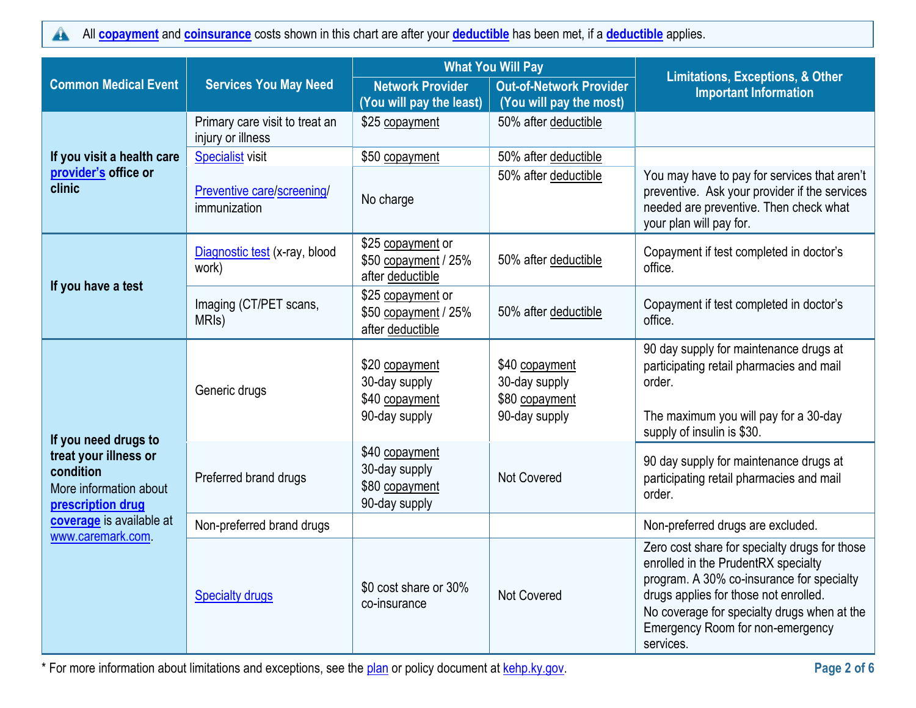All **copayment** and **coinsurance** costs shown in this chart are after your **deductible** has been met, if a **deductible** applies.

| Common Medical Event | Services You May Need | What You Will Pay | | Limitations, Exceptions, & Other Important Information |
|---|---|---|---|---|
| | | Network Provider (You will pay the least) | Out-of-Network Provider (You will pay the most) | |
| **If you visit a health care provider's office or clinic** | Primary care visit to treat an injury or illness | $25 copayment | 50% after deductible | |
| | Specialist visit | $50 copayment | 50% after deductible | |
| | Preventive care/screening/ immunization | No charge | 50% after deductible | You may have to pay for services that aren't preventive. Ask your provider if the services needed are preventive. Then check what your plan will pay for. |
| **If you have a test** | Diagnostic test (x-ray, blood work) | $25 copayment or $50 copayment / 25% after deductible | 50% after deductible | Copayment if test completed in doctor's office. |
| | Imaging (CT/PET scans, MRIs) | $25 copayment or $50 copayment / 25% after deductible | 50% after deductible | Copayment if test completed in doctor's office. |
| **If you need drugs to treat your illness or condition** More information about **prescription drug coverage** is available at www.caremark.com. | Generic drugs | $20 copayment 30-day supply $40 copayment 90-day supply | $40 copayment 30-day supply $80 copayment 90-day supply | 90 day supply for maintenance drugs at participating retail pharmacies and mail order. The maximum you will pay for a 30-day supply of insulin is $30. |
| | Preferred brand drugs | $40 copayment 30-day supply $80 copayment 90-day supply | Not Covered | 90 day supply for maintenance drugs at participating retail pharmacies and mail order. |
| | Non-preferred brand drugs | | | Non-preferred drugs are excluded. |
| | Specialty drugs | $0 cost share or 30% co-insurance | Not Covered | Zero cost share for specialty drugs for those enrolled in the PrudentRX specialty program. A 30% co-insurance for specialty drugs applies for those not enrolled. No coverage for specialty drugs when at the Emergency Room for non-emergency services. |

* For more information about limitations and exceptions, see the plan or policy document at kehp.ky.gov.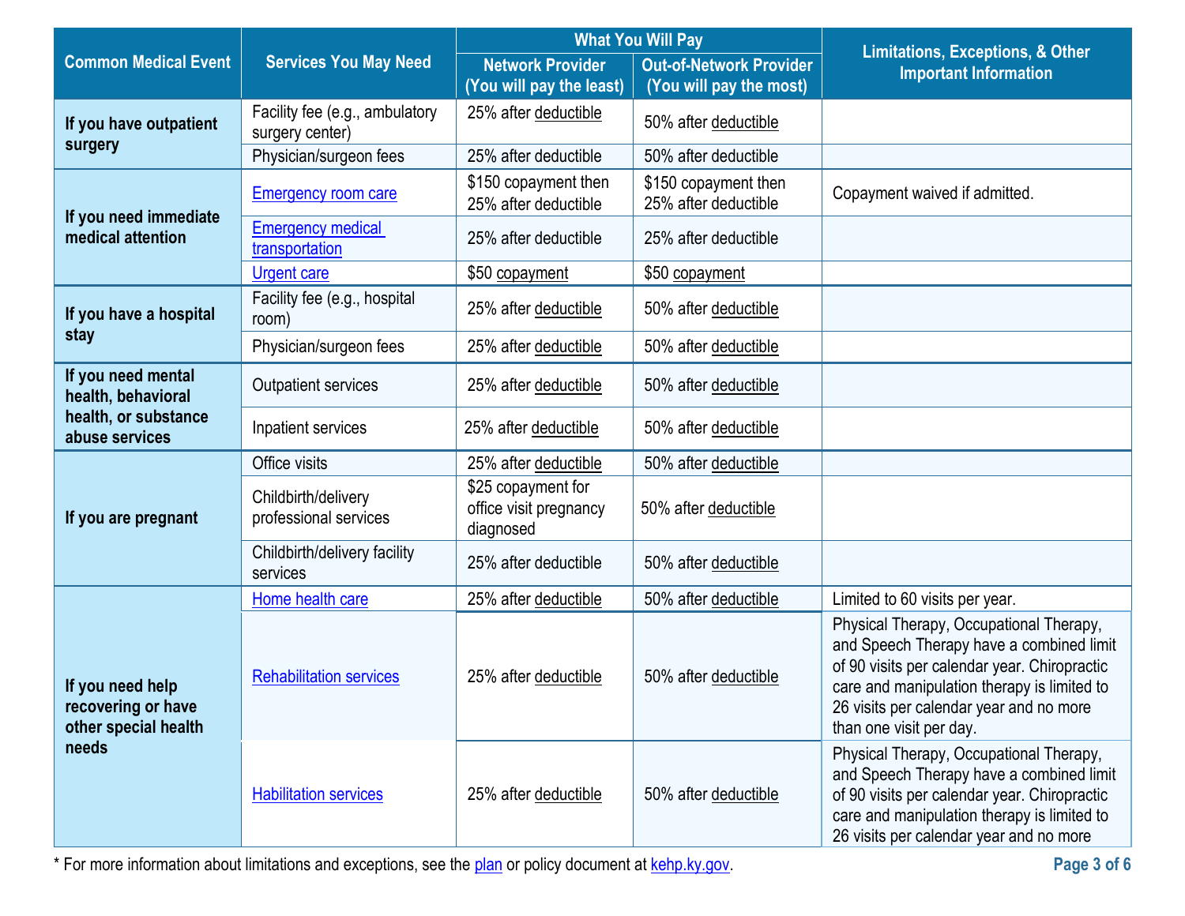| Common Medical Event | Services You May Need | What You Will Pay | | Limitations, Exceptions, & Other Important Information |
|---|---|---|---|---|
| | | Network Provider (You will pay the least) | Out-of-Network Provider (You will pay the most) | |
| **If you have outpatient surgery** | Facility fee (e.g., ambulatory surgery center) | 25% after deductible | 50% after deductible | |
| | Physician/surgeon fees | 25% after deductible | 50% after deductible | |
| **If you need immediate medical attention** | Emergency room care | $150 copayment then 25% after deductible | $150 copayment then 25% after deductible | Copayment waived if admitted. |
| | Emergency medical transportation | 25% after deductible | 25% after deductible | |
| | Urgent care | $50 copayment | $50 copayment | |
| **If you have a hospital stay** | Facility fee (e.g., hospital room) | 25% after deductible | 50% after deductible | |
| | Physician/surgeon fees | 25% after deductible | 50% after deductible | |
| **If you need mental health, behavioral health, or substance abuse services** | Outpatient services | 25% after deductible | 50% after deductible | |
| | Inpatient services | 25% after deductible | 50% after deductible | |
| **If you are pregnant** | Office visits | 25% after deductible | 50% after deductible | |
| | Childbirth/delivery professional services | $25 copayment for office visit pregnancy diagnosed | 50% after deductible | |
| | Childbirth/delivery facility services | 25% after deductible | 50% after deductible | |
| **If you need help recovering or have other special health needs** | Home health care | 25% after deductible | 50% after deductible | Limited to 60 visits per year. |
| | Rehabilitation services | 25% after deductible | 50% after deductible | Physical Therapy, Occupational Therapy, and Speech Therapy have a combined limit of 90 visits per calendar year. Chiropractic care and manipulation therapy is limited to 26 visits per calendar year and no more than one visit per day. |
| | Habilitation services | 25% after deductible | 50% after deductible | Physical Therapy, Occupational Therapy, and Speech Therapy have a combined limit of 90 visits per calendar year. Chiropractic care and manipulation therapy is limited to 26 visits per calendar year and no more |

* For more information about limitations and exceptions, see the plan or policy document at kehp.ky.gov.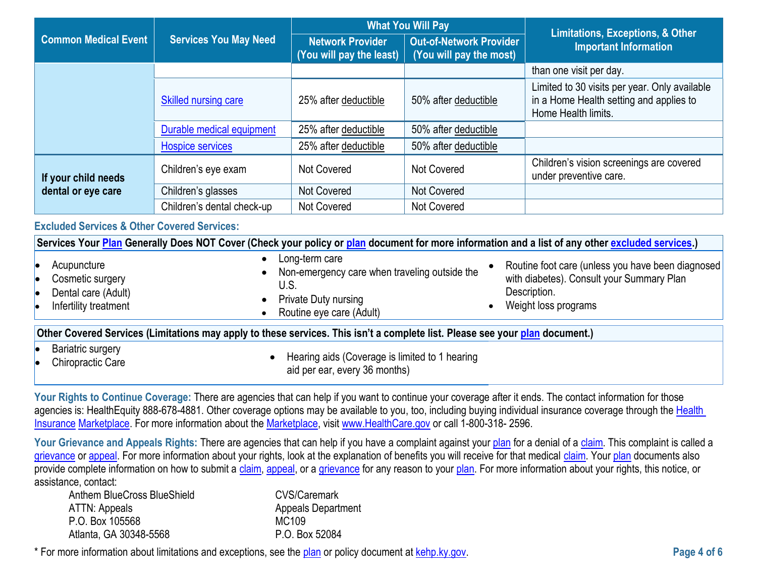| Common Medical Event | Services You May Need | What You Will Pay | | Limitations, Exceptions, & Other Important Information |
|---|---|---|---|---|
| | | Network Provider (You will pay the least) | Out-of-Network Provider (You will pay the most) | |
| | | | | than one visit per day. |
| | Skilled nursing care | 25% after deductible | 50% after deductible | Limited to 30 visits per year. Only available in a Home Health setting and applies to Home Health limits. |
| | Durable medical equipment | 25% after deductible | 50% after deductible | |
| | Hospice services | 25% after deductible | 50% after deductible | |
| If your child needs dental or eye care | Children's eye exam | Not Covered | Not Covered | Children's vision screenings are covered under preventive care. |
| | Children's glasses | Not Covered | Not Covered | |
| | Children's dental check-up | Not Covered | Not Covered | |

## Excluded Services & Other Covered Services:

**Services Your Plan Generally Does NOT Cover (Check your policy or plan document for more information and a list of any other excluded services.)**

- Acupuncture
- Cosmetic surgery
- Dental care (Adult)
- Infertility treatment
- Long-term care
- Non-emergency care when traveling outside the U.S.
- Private Duty nursing
- Routine eye care (Adult)
- Routine foot care (unless you have been diagnosed with diabetes). Consult your Summary Plan Description.
- Weight loss programs

**Other Covered Services (Limitations may apply to these services. This isn't a complete list. Please see your plan document.)**

- Bariatric surgery
- Chiropractic Care
- Hearing aids (Coverage is limited to 1 hearing aid per ear, every 36 months)

**Your Rights to Continue Coverage:** There are agencies that can help if you want to continue your coverage after it ends. The contact information for those agencies is: HealthEquity 888-678-4881. Other coverage options may be available to you, too, including buying individual insurance coverage through the Health Insurance Marketplace. For more information about the Marketplace, visit www.HealthCare.gov or call 1-800-318- 2596.

**Your Grievance and Appeals Rights:** There are agencies that can help if you have a complaint against your plan for a denial of a claim. This complaint is called a grievance or appeal. For more information about your rights, look at the explanation of benefits you will receive for that medical claim. Your plan documents also provide complete information on how to submit a claim, appeal, or a grievance for any reason to your plan. For more information about your rights, this notice, or assistance, contact:

Anthem BlueCross BlueShield
ATTN: Appeals
P.O. Box 105568
Atlanta, GA 30348-5568

CVS/Caremark
Appeals Department
MC109
P.O. Box 52084

* For more information about limitations and exceptions, see the plan or policy document at kehp.ky.gov.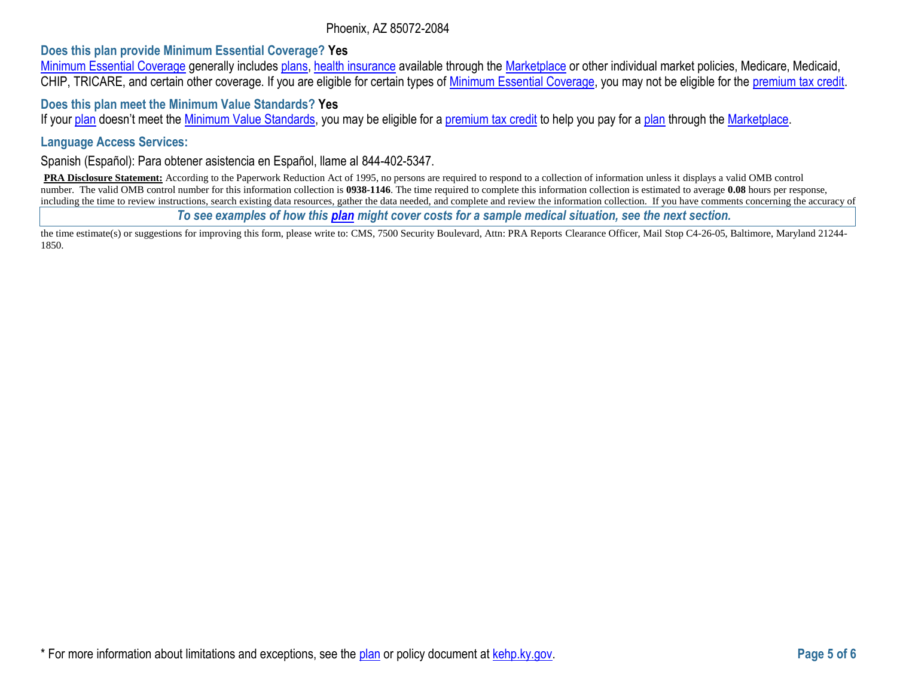Phoenix, AZ 85072-2084

**Does this plan provide Minimum Essential Coverage? Yes**

Minimum Essential Coverage generally includes plans, health insurance available through the Marketplace or other individual market policies, Medicare, Medicaid, CHIP, TRICARE, and certain other coverage. If you are eligible for certain types of Minimum Essential Coverage, you may not be eligible for the premium tax credit.

**Does this plan meet the Minimum Value Standards? Yes**

If your plan doesn't meet the Minimum Value Standards, you may be eligible for a premium tax credit to help you pay for a plan through the Marketplace.

**Language Access Services:**

Spanish (Español): Para obtener asistencia en Español, llame al 844-402-5347.

**PRA Disclosure Statement:** According to the Paperwork Reduction Act of 1995, no persons are required to respond to a collection of information unless it displays a valid OMB control number. The valid OMB control number for this information collection is **0938-1146**. The time required to complete this information collection is estimated to average **0.08** hours per response, including the time to review instructions, search existing data resources, gather the data needed, and complete and review the information collection. If you have comments concerning the accuracy of the time estimate(s) or suggestions for improving this form, please write to: CMS, 7500 Security Boulevard, Attn: PRA Reports Clearance Officer, Mail Stop C4-26-05, Baltimore, Maryland 21244-1850.

***To see examples of how this plan might cover costs for a sample medical situation, see the next section.***

\* For more information about limitations and exceptions, see the plan or policy document at kehp.ky.gov.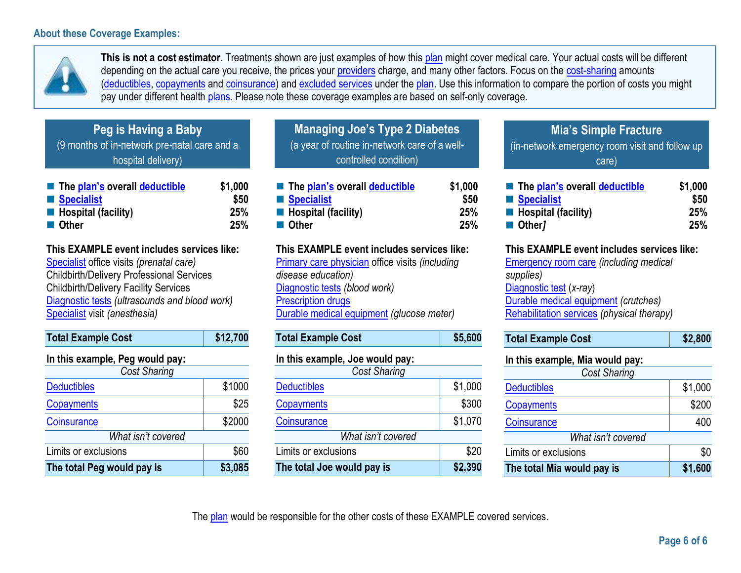## About these Coverage Examples:

**This is not a cost estimator.** Treatments shown are just examples of how this plan might cover medical care. Your actual costs will be different depending on the actual care you receive, the prices your providers charge, and many other factors. Focus on the cost-sharing amounts (deductibles, copayments and coinsurance) and excluded services under the plan. Use this information to compare the portion of costs you might pay under different health plans. Please note these coverage examples are based on self-only coverage.

### Peg is Having a Baby
(9 months of in-network pre-natal care and a hospital delivery)

| | |
|---|---|
| **The plan's overall deductible** | **$1,000** |
| **Specialist** | **$50** |
| **Hospital (facility)** | **25%** |
| **Other** | **25%** |

**This EXAMPLE event includes services like:**
Specialist office visits *(prenatal care)*
Childbirth/Delivery Professional Services
Childbirth/Delivery Facility Services
Diagnostic tests *(ultrasounds and blood work)*
Specialist visit *(anesthesia)*

| **Total Example Cost** | **$12,700** |
|---|---|

**In this example, Peg would pay:**

| *Cost Sharing* | |
|---|---|
| Deductibles | $1000 |
| Copayments | $25 |
| Coinsurance | $2000 |
| *What isn't covered* | |
| Limits or exclusions | $60 |
| **The total Peg would pay is** | **$3,085** |

### Managing Joe's Type 2 Diabetes
(a year of routine in-network care of a well-controlled condition)

| | |
|---|---|
| **The plan's overall deductible** | **$1,000** |
| **Specialist** | **$50** |
| **Hospital (facility)** | **25%** |
| **Other** | **25%** |

**This EXAMPLE event includes services like:**
Primary care physician office visits *(including disease education)*
Diagnostic tests *(blood work)*
Prescription drugs
Durable medical equipment *(glucose meter)*

| **Total Example Cost** | **$5,600** |
|---|---|

**In this example, Joe would pay:**

| *Cost Sharing* | |
|---|---|
| Deductibles | $1,000 |
| Copayments | $300 |
| Coinsurance | $1,070 |
| *What isn't covered* | |
| Limits or exclusions | $20 |
| **The total Joe would pay is** | **$2,390** |

### Mia's Simple Fracture
(in-network emergency room visit and follow up care)

| | |
|---|---|
| **The plan's overall deductible** | **$1,000** |
| **Specialist** | **$50** |
| **Hospital (facility)** | **25%** |
| **Other]** | **25%** |

**This EXAMPLE event includes services like:**
Emergency room care *(including medical supplies)*
Diagnostic test *(x-ray)*
Durable medical equipment *(crutches)*
Rehabilitation services *(physical therapy)*

| **Total Example Cost** | **$2,800** |
|---|---|

**In this example, Mia would pay:**

| *Cost Sharing* | |
|---|---|
| Deductibles | $1,000 |
| Copayments | $200 |
| Coinsurance | 400 |
| *What isn't covered* | |
| Limits or exclusions | $0 |
| **The total Mia would pay is** | **$1,600** |

The plan would be responsible for the other costs of these EXAMPLE covered services.